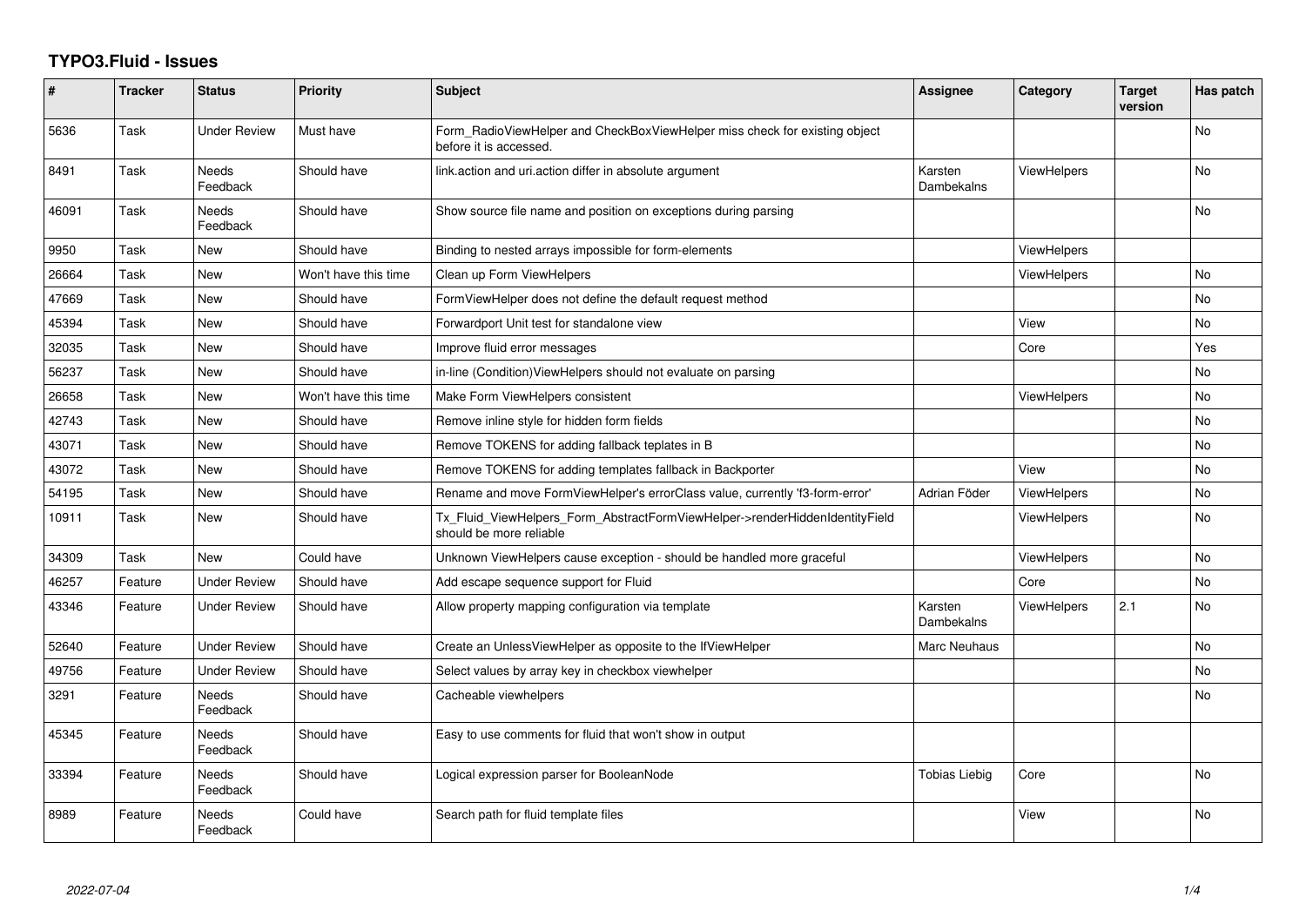# TYPO3.Fluid - Issues

| # | Tracker | Status | Priority | Subject | Assignee | Category | Target version | Has patch |
|---|---|---|---|---|---|---|---|---|
| 5636 | Task | Under Review | Must have | Form_RadioViewHelper and CheckBoxViewHelper miss check for existing object before it is accessed. | | | | No |
| 8491 | Task | Needs Feedback | Should have | link.action and uri.action differ in absolute argument | Karsten Dambekalns | ViewHelpers | | No |
| 46091 | Task | Needs Feedback | Should have | Show source file name and position on exceptions during parsing | | | | No |
| 9950 | Task | New | Should have | Binding to nested arrays impossible for form-elements | | ViewHelpers | | |
| 26664 | Task | New | Won't have this time | Clean up Form ViewHelpers | | ViewHelpers | | No |
| 47669 | Task | New | Should have | FormViewHelper does not define the default request method | | | | No |
| 45394 | Task | New | Should have | Forwardport Unit test for standalone view | | View | | No |
| 32035 | Task | New | Should have | Improve fluid error messages | | Core | | Yes |
| 56237 | Task | New | Should have | in-line (Condition)ViewHelpers should not evaluate on parsing | | | | No |
| 26658 | Task | New | Won't have this time | Make Form ViewHelpers consistent | | ViewHelpers | | No |
| 42743 | Task | New | Should have | Remove inline style for hidden form fields | | | | No |
| 43071 | Task | New | Should have | Remove TOKENS for adding fallback teplates in B | | | | No |
| 43072 | Task | New | Should have | Remove TOKENS for adding templates fallback in Backporter | | View | | No |
| 54195 | Task | New | Should have | Rename and move FormViewHelper's errorClass value, currently 'f3-form-error' | Adrian Föder | ViewHelpers | | No |
| 10911 | Task | New | Should have | Tx_Fluid_ViewHelpers_Form_AbstractFormViewHelper->renderHiddenIdentityField should be more reliable | | ViewHelpers | | No |
| 34309 | Task | New | Could have | Unknown ViewHelpers cause exception - should be handled more graceful | | ViewHelpers | | No |
| 46257 | Feature | Under Review | Should have | Add escape sequence support for Fluid | | Core | | No |
| 43346 | Feature | Under Review | Should have | Allow property mapping configuration via template | Karsten Dambekalns | ViewHelpers | 2.1 | No |
| 52640 | Feature | Under Review | Should have | Create an UnlessViewHelper as opposite to the IfViewHelper | Marc Neuhaus | | | No |
| 49756 | Feature | Under Review | Should have | Select values by array key in checkbox viewhelper | | | | No |
| 3291 | Feature | Needs Feedback | Should have | Cacheable viewhelpers | | | | No |
| 45345 | Feature | Needs Feedback | Should have | Easy to use comments for fluid that won't show in output | | | | |
| 33394 | Feature | Needs Feedback | Should have | Logical expression parser for BooleanNode | Tobias Liebig | Core | | No |
| 8989 | Feature | Needs Feedback | Could have | Search path for fluid template files | | View | | No |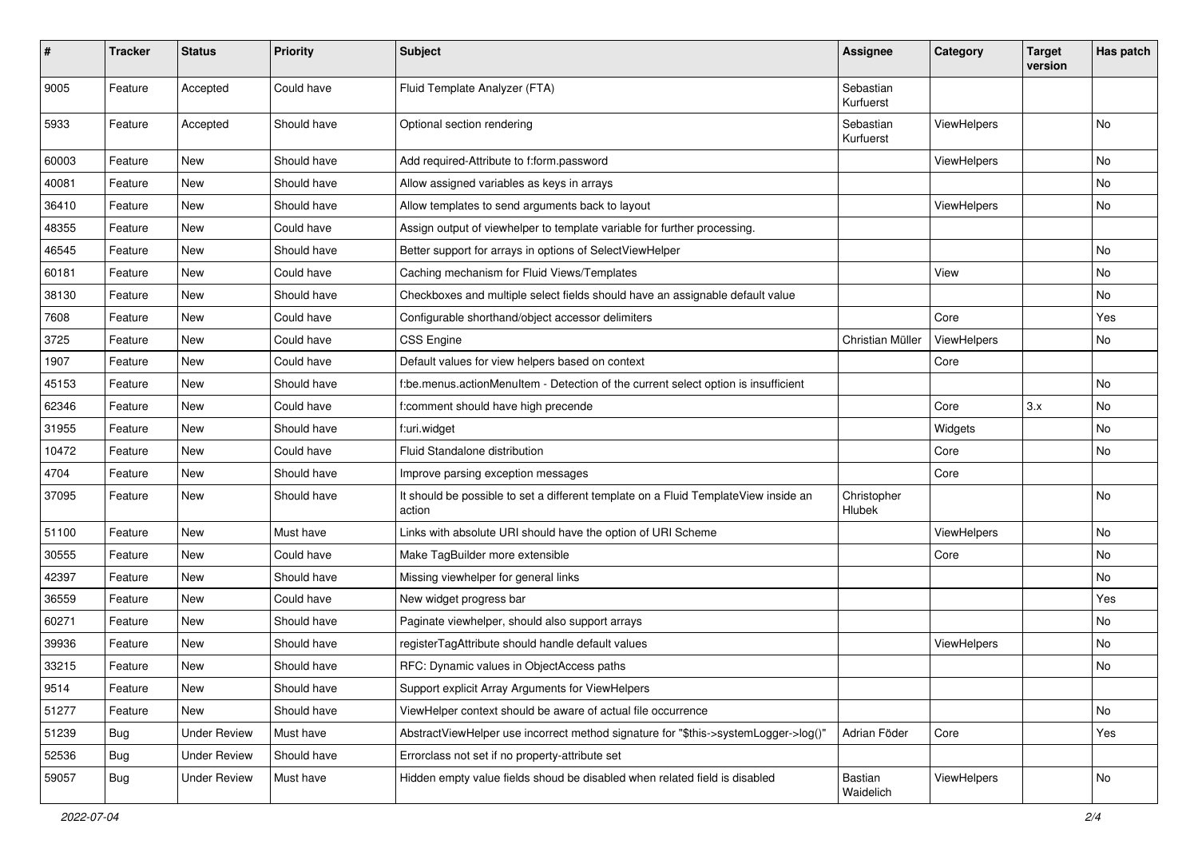| # | Tracker | Status | Priority | Subject | Assignee | Category | Target version | Has patch |
|---|---|---|---|---|---|---|---|---|
| 9005 | Feature | Accepted | Could have | Fluid Template Analyzer (FTA) | Sebastian Kurfuerst | | | |
| 5933 | Feature | Accepted | Should have | Optional section rendering | Sebastian Kurfuerst | ViewHelpers | | No |
| 60003 | Feature | New | Should have | Add required-Attribute to f:form.password | | ViewHelpers | | No |
| 40081 | Feature | New | Should have | Allow assigned variables as keys in arrays | | | | No |
| 36410 | Feature | New | Should have | Allow templates to send arguments back to layout | | ViewHelpers | | No |
| 48355 | Feature | New | Could have | Assign output of viewhelper to template variable for further processing. | | | | |
| 46545 | Feature | New | Should have | Better support for arrays in options of SelectViewHelper | | | | No |
| 60181 | Feature | New | Could have | Caching mechanism for Fluid Views/Templates | | View | | No |
| 38130 | Feature | New | Should have | Checkboxes and multiple select fields should have an assignable default value | | | | No |
| 7608 | Feature | New | Could have | Configurable shorthand/object accessor delimiters | | Core | | Yes |
| 3725 | Feature | New | Could have | CSS Engine | Christian Müller | ViewHelpers | | No |
| 1907 | Feature | New | Could have | Default values for view helpers based on context | | Core | | |
| 45153 | Feature | New | Should have | f:be.menus.actionMenuItem - Detection of the current select option is insufficient | | | | No |
| 62346 | Feature | New | Could have | f:comment should have high precende | | Core | 3.x | No |
| 31955 | Feature | New | Should have | f:uri.widget | | Widgets | | No |
| 10472 | Feature | New | Could have | Fluid Standalone distribution | | Core | | No |
| 4704 | Feature | New | Should have | Improve parsing exception messages | | Core | | |
| 37095 | Feature | New | Should have | It should be possible to set a different template on a Fluid TemplateView inside an action | Christopher Hlubek | | | No |
| 51100 | Feature | New | Must have | Links with absolute URI should have the option of URI Scheme | | ViewHelpers | | No |
| 30555 | Feature | New | Could have | Make TagBuilder more extensible | | Core | | No |
| 42397 | Feature | New | Should have | Missing viewhelper for general links | | | | No |
| 36559 | Feature | New | Could have | New widget progress bar | | | | Yes |
| 60271 | Feature | New | Should have | Paginate viewhelper, should also support arrays | | | | No |
| 39936 | Feature | New | Should have | registerTagAttribute should handle default values | | ViewHelpers | | No |
| 33215 | Feature | New | Should have | RFC: Dynamic values in ObjectAccess paths | | | | No |
| 9514 | Feature | New | Should have | Support explicit Array Arguments for ViewHelpers | | | | |
| 51277 | Feature | New | Should have | ViewHelper context should be aware of actual file occurrence | | | | No |
| 51239 | Bug | Under Review | Must have | AbstractViewHelper use incorrect method signature for "$this->systemLogger->log()" | Adrian Föder | Core | | Yes |
| 52536 | Bug | Under Review | Should have | Errorclass not set if no property-attribute set | | | | |
| 59057 | Bug | Under Review | Must have | Hidden empty value fields shoud be disabled when related field is disabled | Bastian Waidelich | ViewHelpers | | No |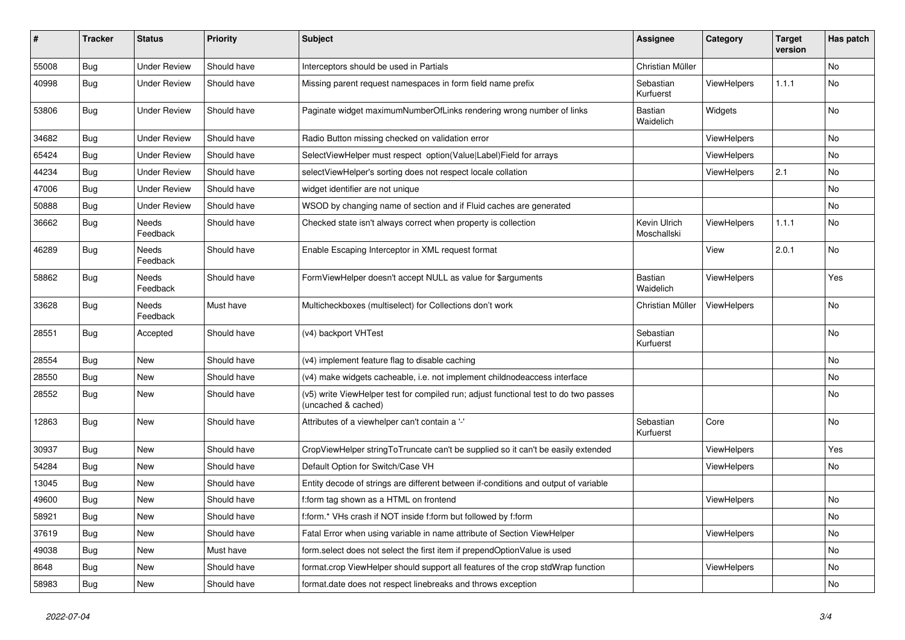| # | Tracker | Status | Priority | Subject | Assignee | Category | Target version | Has patch |
|---|---|---|---|---|---|---|---|---|
| 55008 | Bug | Under Review | Should have | Interceptors should be used in Partials | Christian Müller | | | No |
| 40998 | Bug | Under Review | Should have | Missing parent request namespaces in form field name prefix | Sebastian Kurfuerst | ViewHelpers | 1.1.1 | No |
| 53806 | Bug | Under Review | Should have | Paginate widget maximumNumberOfLinks rendering wrong number of links | Bastian Waidelich | Widgets | | No |
| 34682 | Bug | Under Review | Should have | Radio Button missing checked on validation error | | ViewHelpers | | No |
| 65424 | Bug | Under Review | Should have | SelectViewHelper must respect option(Value\|Label)Field for arrays | | ViewHelpers | | No |
| 44234 | Bug | Under Review | Should have | selectViewHelper's sorting does not respect locale collation | | ViewHelpers | 2.1 | No |
| 47006 | Bug | Under Review | Should have | widget identifier are not unique | | | | No |
| 50888 | Bug | Under Review | Should have | WSOD by changing name of section and if Fluid caches are generated | | | | No |
| 36662 | Bug | Needs Feedback | Should have | Checked state isn't always correct when property is collection | Kevin Ulrich Moschallski | ViewHelpers | 1.1.1 | No |
| 46289 | Bug | Needs Feedback | Should have | Enable Escaping Interceptor in XML request format | | View | 2.0.1 | No |
| 58862 | Bug | Needs Feedback | Should have | FormViewHelper doesn't accept NULL as value for $arguments | Bastian Waidelich | ViewHelpers | | Yes |
| 33628 | Bug | Needs Feedback | Must have | Multicheckboxes (multiselect) for Collections don't work | Christian Müller | ViewHelpers | | No |
| 28551 | Bug | Accepted | Should have | (v4) backport VHTest | Sebastian Kurfuerst | | | No |
| 28554 | Bug | New | Should have | (v4) implement feature flag to disable caching | | | | No |
| 28550 | Bug | New | Should have | (v4) make widgets cacheable, i.e. not implement childnodeaccess interface | | | | No |
| 28552 | Bug | New | Should have | (v5) write ViewHelper test for compiled run; adjust functional test to do two passes (uncached & cached) | | | | No |
| 12863 | Bug | New | Should have | Attributes of a viewhelper can't contain a '-' | Sebastian Kurfuerst | Core | | No |
| 30937 | Bug | New | Should have | CropViewHelper stringToTruncate can't be supplied so it can't be easily extended | | ViewHelpers | | Yes |
| 54284 | Bug | New | Should have | Default Option for Switch/Case VH | | ViewHelpers | | No |
| 13045 | Bug | New | Should have | Entity decode of strings are different between if-conditions and output of variable | | | | |
| 49600 | Bug | New | Should have | f:form tag shown as a HTML on frontend | | ViewHelpers | | No |
| 58921 | Bug | New | Should have | f:form.* VHs crash if NOT inside f:form but followed by f:form | | | | No |
| 37619 | Bug | New | Should have | Fatal Error when using variable in name attribute of Section ViewHelper | | ViewHelpers | | No |
| 49038 | Bug | New | Must have | form.select does not select the first item if prependOptionValue is used | | | | No |
| 8648 | Bug | New | Should have | format.crop ViewHelper should support all features of the crop stdWrap function | | ViewHelpers | | No |
| 58983 | Bug | New | Should have | format.date does not respect linebreaks and throws exception | | | | No |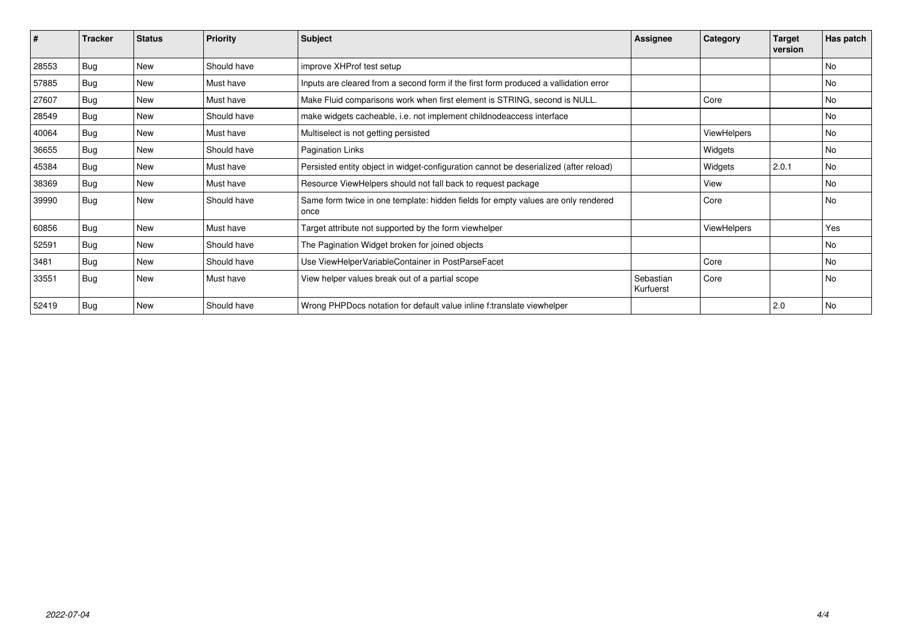| # | Tracker | Status | Priority | Subject | Assignee | Category | Target version | Has patch |
|---|---|---|---|---|---|---|---|---|
| 28553 | Bug | New | Should have | improve XHProf test setup | | | | No |
| 57885 | Bug | New | Must have | Inputs are cleared from a second form if the first form produced a vallidation error | | | | No |
| 27607 | Bug | New | Must have | Make Fluid comparisons work when first element is STRING, second is NULL. | | Core | | No |
| 28549 | Bug | New | Should have | make widgets cacheable, i.e. not implement childnodeaccess interface | | | | No |
| 40064 | Bug | New | Must have | Multiselect is not getting persisted | | ViewHelpers | | No |
| 36655 | Bug | New | Should have | Pagination Links | | Widgets | | No |
| 45384 | Bug | New | Must have | Persisted entity object in widget-configuration cannot be deserialized (after reload) | | Widgets | 2.0.1 | No |
| 38369 | Bug | New | Must have | Resource ViewHelpers should not fall back to request package | | View | | No |
| 39990 | Bug | New | Should have | Same form twice in one template: hidden fields for empty values are only rendered once | | Core | | No |
| 60856 | Bug | New | Must have | Target attribute not supported by the form viewhelper | | ViewHelpers | | Yes |
| 52591 | Bug | New | Should have | The Pagination Widget broken for joined objects | | | | No |
| 3481 | Bug | New | Should have | Use ViewHelperVariableContainer in PostParseFacet | | Core | | No |
| 33551 | Bug | New | Must have | View helper values break out of a partial scope | Sebastian Kurfuerst | Core | | No |
| 52419 | Bug | New | Should have | Wrong PHPDocs notation for default value inline f:translate viewhelper | | | 2.0 | No |

*2022-07-04*